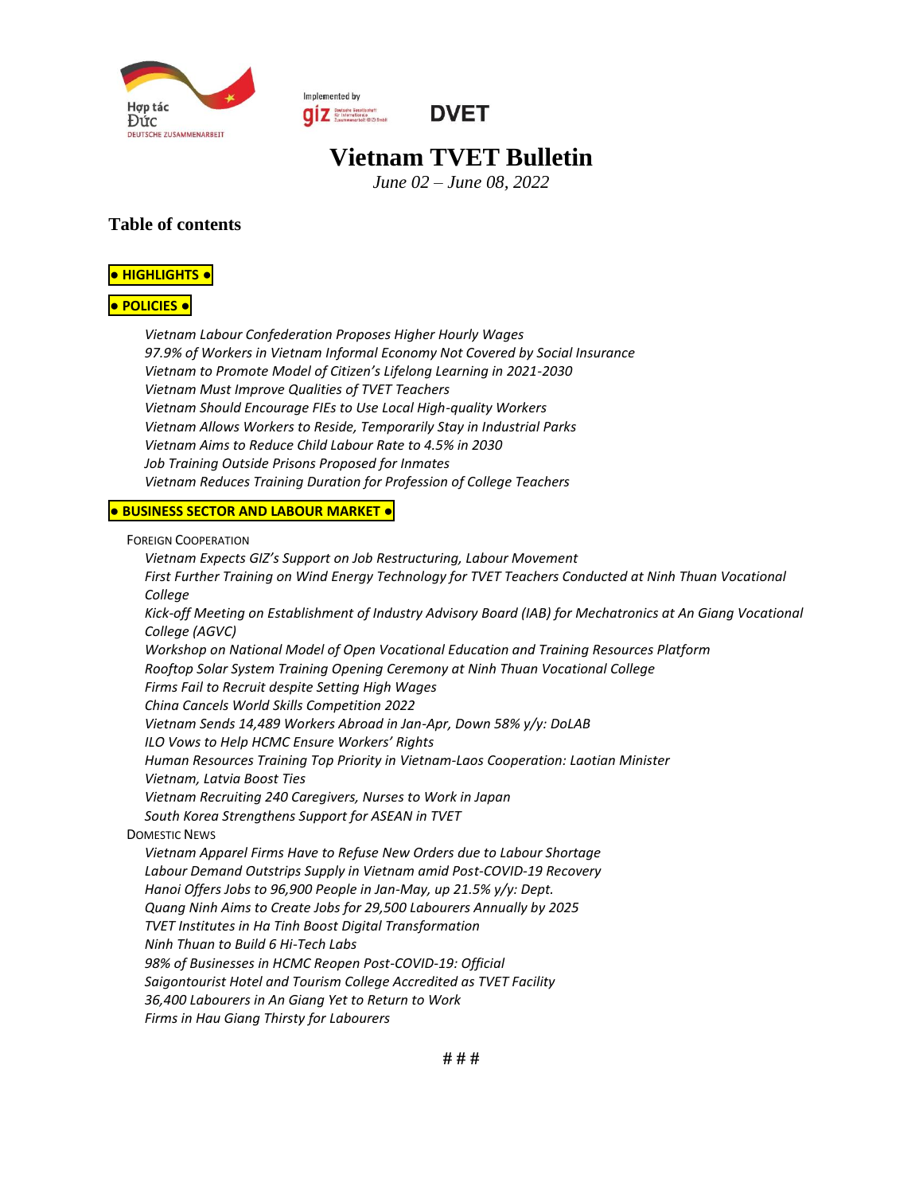Hợp tác Đức
DEUTSCHE ZUSAMMENARBEIT

Implemented by giz

DVET

# Vietnam TVET Bulletin

*June 02 – June 08, 2022*

## Table of contents

**● HIGHLIGHTS ●**

**● POLICIES ●**

- *Vietnam Labour Confederation Proposes Higher Hourly Wages*
- *97.9% of Workers in Vietnam Informal Economy Not Covered by Social Insurance*
- *Vietnam to Promote Model of Citizen's Lifelong Learning in 2021-2030*
- *Vietnam Must Improve Qualities of TVET Teachers*
- *Vietnam Should Encourage FIEs to Use Local High-quality Workers*
- *Vietnam Allows Workers to Reside, Temporarily Stay in Industrial Parks*
- *Vietnam Aims to Reduce Child Labour Rate to 4.5% in 2030*
- *Job Training Outside Prisons Proposed for Inmates*
- *Vietnam Reduces Training Duration for Profession of College Teachers*

**● BUSINESS SECTOR AND LABOUR MARKET ●**

FOREIGN COOPERATION

- *Vietnam Expects GIZ's Support on Job Restructuring, Labour Movement*
- *First Further Training on Wind Energy Technology for TVET Teachers Conducted at Ninh Thuan Vocational College*
- *Kick-off Meeting on Establishment of Industry Advisory Board (IAB) for Mechatronics at An Giang Vocational College (AGVC)*
- *Workshop on National Model of Open Vocational Education and Training Resources Platform*
- *Rooftop Solar System Training Opening Ceremony at Ninh Thuan Vocational College*
- *Firms Fail to Recruit despite Setting High Wages*
- *China Cancels World Skills Competition 2022*
- *Vietnam Sends 14,489 Workers Abroad in Jan-Apr, Down 58% y/y: DoLAB*
- *ILO Vows to Help HCMC Ensure Workers' Rights*
- *Human Resources Training Top Priority in Vietnam-Laos Cooperation: Laotian Minister*
- *Vietnam, Latvia Boost Ties*
- *Vietnam Recruiting 240 Caregivers, Nurses to Work in Japan*
- *South Korea Strengthens Support for ASEAN in TVET*

DOMESTIC NEWS

- *Vietnam Apparel Firms Have to Refuse New Orders due to Labour Shortage*
- *Labour Demand Outstrips Supply in Vietnam amid Post-COVID-19 Recovery*
- *Hanoi Offers Jobs to 96,900 People in Jan-May, up 21.5% y/y: Dept.*
- *Quang Ninh Aims to Create Jobs for 29,500 Labourers Annually by 2025*
- *TVET Institutes in Ha Tinh Boost Digital Transformation*
- *Ninh Thuan to Build 6 Hi-Tech Labs*
- *98% of Businesses in HCMC Reopen Post-COVID-19: Official*
- *Saigontourist Hotel and Tourism College Accredited as TVET Facility*
- *36,400 Labourers in An Giang Yet to Return to Work*
- *Firms in Hau Giang Thirsty for Labourers*

# # #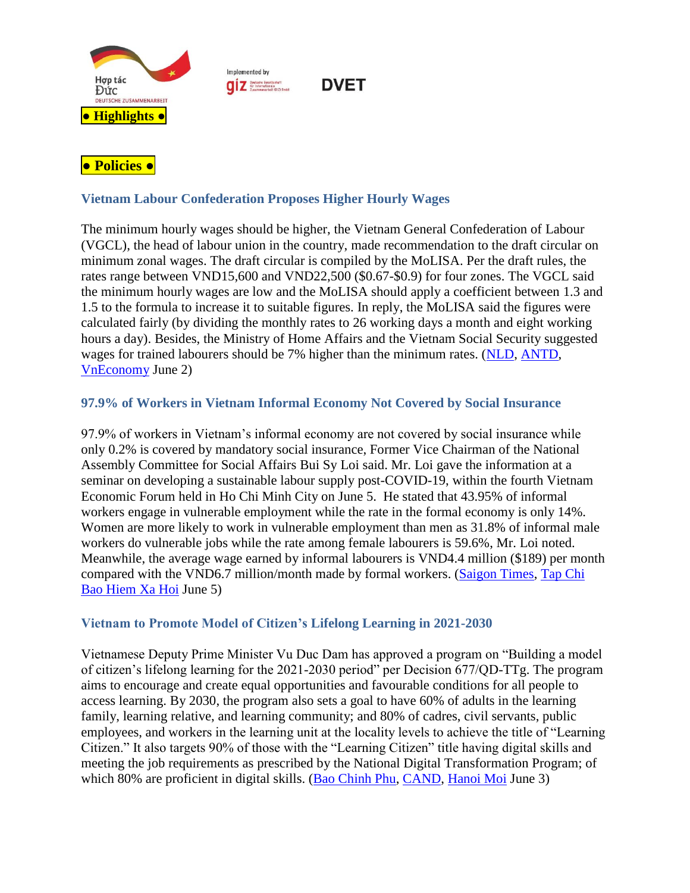● Highlights ●

● Policies ●

### Vietnam Labour Confederation Proposes Higher Hourly Wages

The minimum hourly wages should be higher, the Vietnam General Confederation of Labour (VGCL), the head of labour union in the country, made recommendation to the draft circular on minimum zonal wages. The draft circular is compiled by the MoLISA. Per the draft rules, the rates range between VND15,600 and VND22,500 ($0.67-$0.9) for four zones. The VGCL said the minimum hourly wages are low and the MoLISA should apply a coefficient between 1.3 and 1.5 to the formula to increase it to suitable figures. In reply, the MoLISA said the figures were calculated fairly (by dividing the monthly rates to 26 working days a month and eight working hours a day). Besides, the Ministry of Home Affairs and the Vietnam Social Security suggested wages for trained labourers should be 7% higher than the minimum rates. (NLD, ANTD, VnEconomy June 2)

### 97.9% of Workers in Vietnam Informal Economy Not Covered by Social Insurance

97.9% of workers in Vietnam's informal economy are not covered by social insurance while only 0.2% is covered by mandatory social insurance, Former Vice Chairman of the National Assembly Committee for Social Affairs Bui Sy Loi said. Mr. Loi gave the information at a seminar on developing a sustainable labour supply post-COVID-19, within the fourth Vietnam Economic Forum held in Ho Chi Minh City on June 5. He stated that 43.95% of informal workers engage in vulnerable employment while the rate in the formal economy is only 14%. Women are more likely to work in vulnerable employment than men as 31.8% of informal male workers do vulnerable jobs while the rate among female labourers is 59.6%, Mr. Loi noted. Meanwhile, the average wage earned by informal labourers is VND4.4 million ($189) per month compared with the VND6.7 million/month made by formal workers. (Saigon Times, Tap Chi Bao Hiem Xa Hoi June 5)

### Vietnam to Promote Model of Citizen's Lifelong Learning in 2021-2030

Vietnamese Deputy Prime Minister Vu Duc Dam has approved a program on "Building a model of citizen's lifelong learning for the 2021-2030 period" per Decision 677/QD-TTg. The program aims to encourage and create equal opportunities and favourable conditions for all people to access learning. By 2030, the program also sets a goal to have 60% of adults in the learning family, learning relative, and learning community; and 80% of cadres, civil servants, public employees, and workers in the learning unit at the locality levels to achieve the title of "Learning Citizen." It also targets 90% of those with the "Learning Citizen" title having digital skills and meeting the job requirements as prescribed by the National Digital Transformation Program; of which 80% are proficient in digital skills. (Bao Chinh Phu, CAND, Hanoi Moi June 3)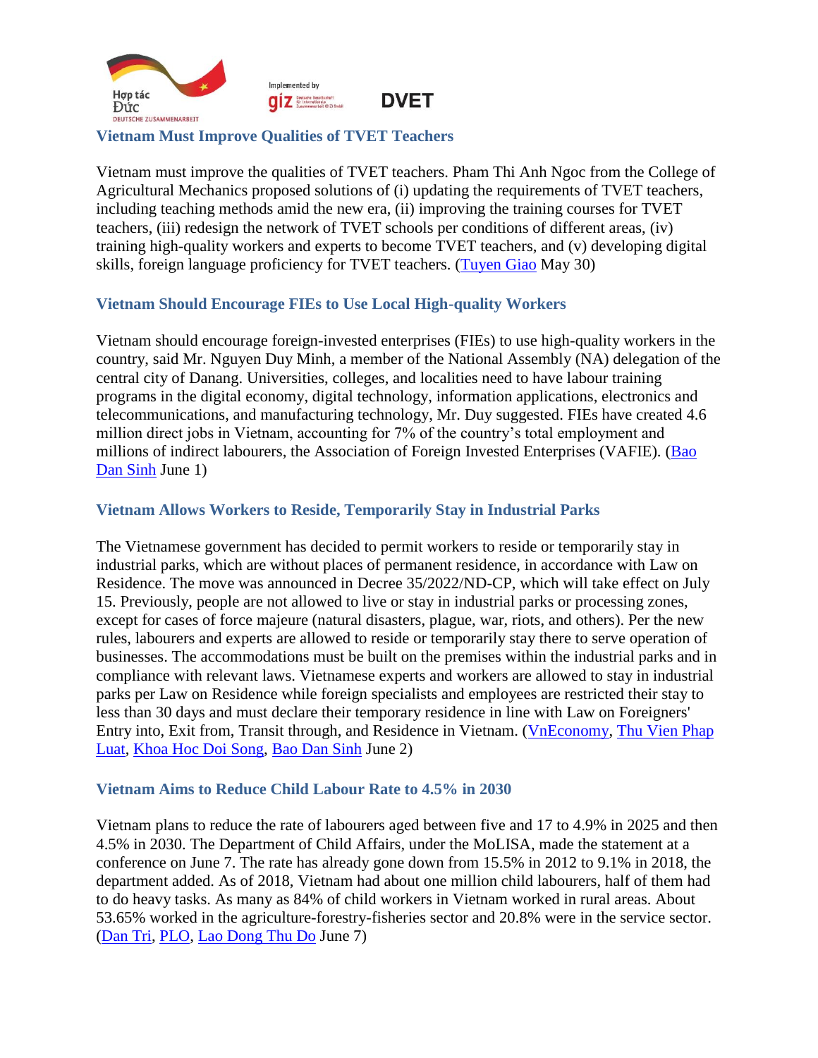## Vietnam Must Improve Qualities of TVET Teachers

Vietnam must improve the qualities of TVET teachers. Pham Thi Anh Ngoc from the College of Agricultural Mechanics proposed solutions of (i) updating the requirements of TVET teachers, including teaching methods amid the new era, (ii) improving the training courses for TVET teachers, (iii) redesign the network of TVET schools per conditions of different areas, (iv) training high-quality workers and experts to become TVET teachers, and (v) developing digital skills, foreign language proficiency for TVET teachers. (Tuyen Giao May 30)

## Vietnam Should Encourage FIEs to Use Local High-quality Workers

Vietnam should encourage foreign-invested enterprises (FIEs) to use high-quality workers in the country, said Mr. Nguyen Duy Minh, a member of the National Assembly (NA) delegation of the central city of Danang. Universities, colleges, and localities need to have labour training programs in the digital economy, digital technology, information applications, electronics and telecommunications, and manufacturing technology, Mr. Duy suggested. FIEs have created 4.6 million direct jobs in Vietnam, accounting for 7% of the country's total employment and millions of indirect labourers, the Association of Foreign Invested Enterprises (VAFIE). (Bao Dan Sinh June 1)

## Vietnam Allows Workers to Reside, Temporarily Stay in Industrial Parks

The Vietnamese government has decided to permit workers to reside or temporarily stay in industrial parks, which are without places of permanent residence, in accordance with Law on Residence. The move was announced in Decree 35/2022/ND-CP, which will take effect on July 15. Previously, people are not allowed to live or stay in industrial parks or processing zones, except for cases of force majeure (natural disasters, plague, war, riots, and others). Per the new rules, labourers and experts are allowed to reside or temporarily stay there to serve operation of businesses. The accommodations must be built on the premises within the industrial parks and in compliance with relevant laws. Vietnamese experts and workers are allowed to stay in industrial parks per Law on Residence while foreign specialists and employees are restricted their stay to less than 30 days and must declare their temporary residence in line with Law on Foreigners' Entry into, Exit from, Transit through, and Residence in Vietnam. (VnEconomy, Thu Vien Phap Luat, Khoa Hoc Doi Song, Bao Dan Sinh June 2)

## Vietnam Aims to Reduce Child Labour Rate to 4.5% in 2030

Vietnam plans to reduce the rate of labourers aged between five and 17 to 4.9% in 2025 and then 4.5% in 2030. The Department of Child Affairs, under the MoLISA, made the statement at a conference on June 7. The rate has already gone down from 15.5% in 2012 to 9.1% in 2018, the department added. As of 2018, Vietnam had about one million child labourers, half of them had to do heavy tasks. As many as 84% of child workers in Vietnam worked in rural areas. About 53.65% worked in the agriculture-forestry-fisheries sector and 20.8% were in the service sector. (Dan Tri, PLO, Lao Dong Thu Do June 7)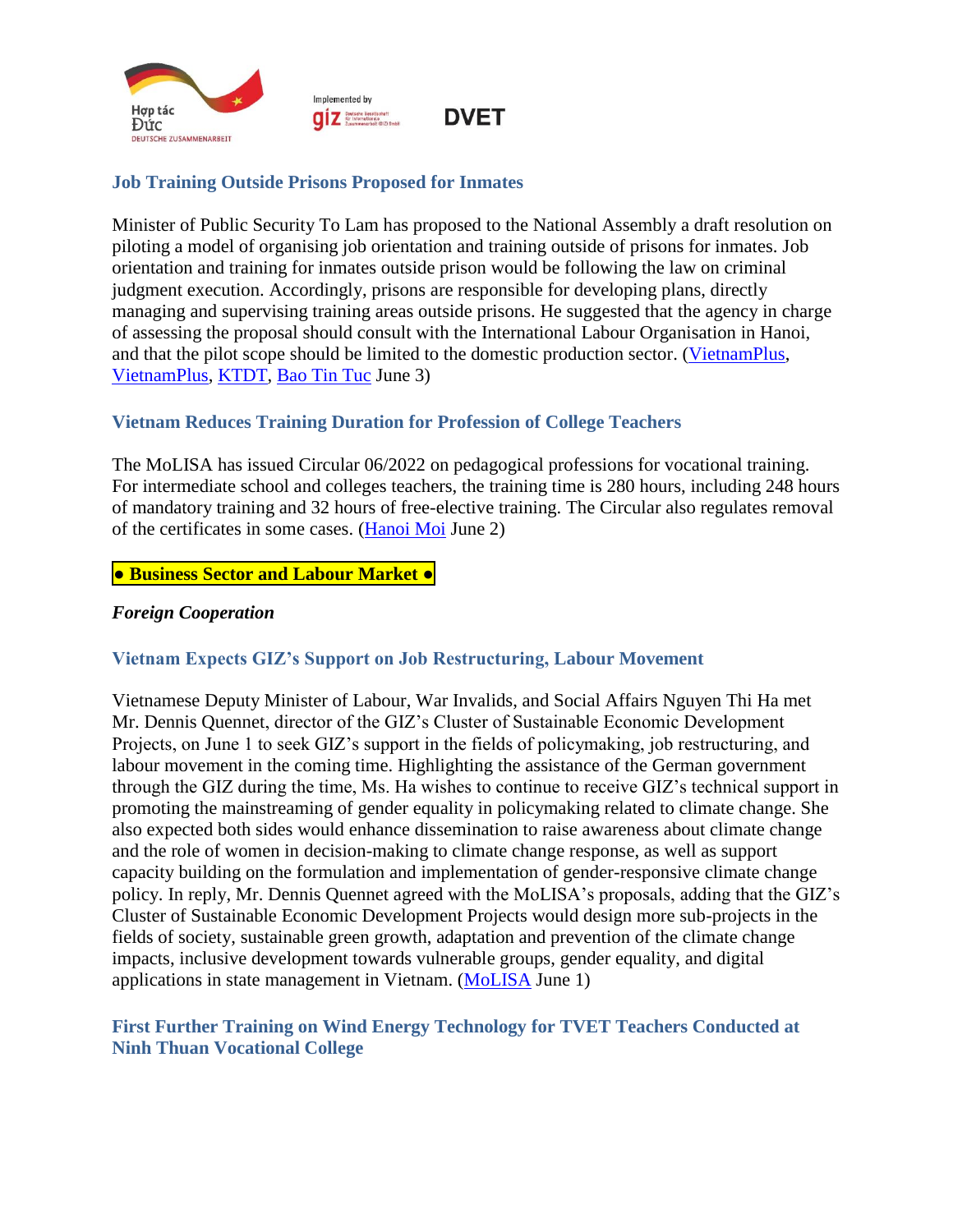### Job Training Outside Prisons Proposed for Inmates

Minister of Public Security To Lam has proposed to the National Assembly a draft resolution on piloting a model of organising job orientation and training outside of prisons for inmates. Job orientation and training for inmates outside prison would be following the law on criminal judgment execution. Accordingly, prisons are responsible for developing plans, directly managing and supervising training areas outside prisons. He suggested that the agency in charge of assessing the proposal should consult with the International Labour Organisation in Hanoi, and that the pilot scope should be limited to the domestic production sector. (VietnamPlus, VietnamPlus, KTDT, Bao Tin Tuc June 3)

### Vietnam Reduces Training Duration for Profession of College Teachers

The MoLISA has issued Circular 06/2022 on pedagogical professions for vocational training. For intermediate school and colleges teachers, the training time is 280 hours, including 248 hours of mandatory training and 32 hours of free-elective training. The Circular also regulates removal of the certificates in some cases. (Hanoi Moi June 2)

## ● Business Sector and Labour Market ●

***Foreign Cooperation***

### Vietnam Expects GIZ's Support on Job Restructuring, Labour Movement

Vietnamese Deputy Minister of Labour, War Invalids, and Social Affairs Nguyen Thi Ha met Mr. Dennis Quennet, director of the GIZ's Cluster of Sustainable Economic Development Projects, on June 1 to seek GIZ's support in the fields of policymaking, job restructuring, and labour movement in the coming time. Highlighting the assistance of the German government through the GIZ during the time, Ms. Ha wishes to continue to receive GIZ's technical support in promoting the mainstreaming of gender equality in policymaking related to climate change. She also expected both sides would enhance dissemination to raise awareness about climate change and the role of women in decision-making to climate change response, as well as support capacity building on the formulation and implementation of gender-responsive climate change policy. In reply, Mr. Dennis Quennet agreed with the MoLISA's proposals, adding that the GIZ's Cluster of Sustainable Economic Development Projects would design more sub-projects in the fields of society, sustainable green growth, adaptation and prevention of the climate change impacts, inclusive development towards vulnerable groups, gender equality, and digital applications in state management in Vietnam. (MoLISA June 1)

### First Further Training on Wind Energy Technology for TVET Teachers Conducted at Ninh Thuan Vocational College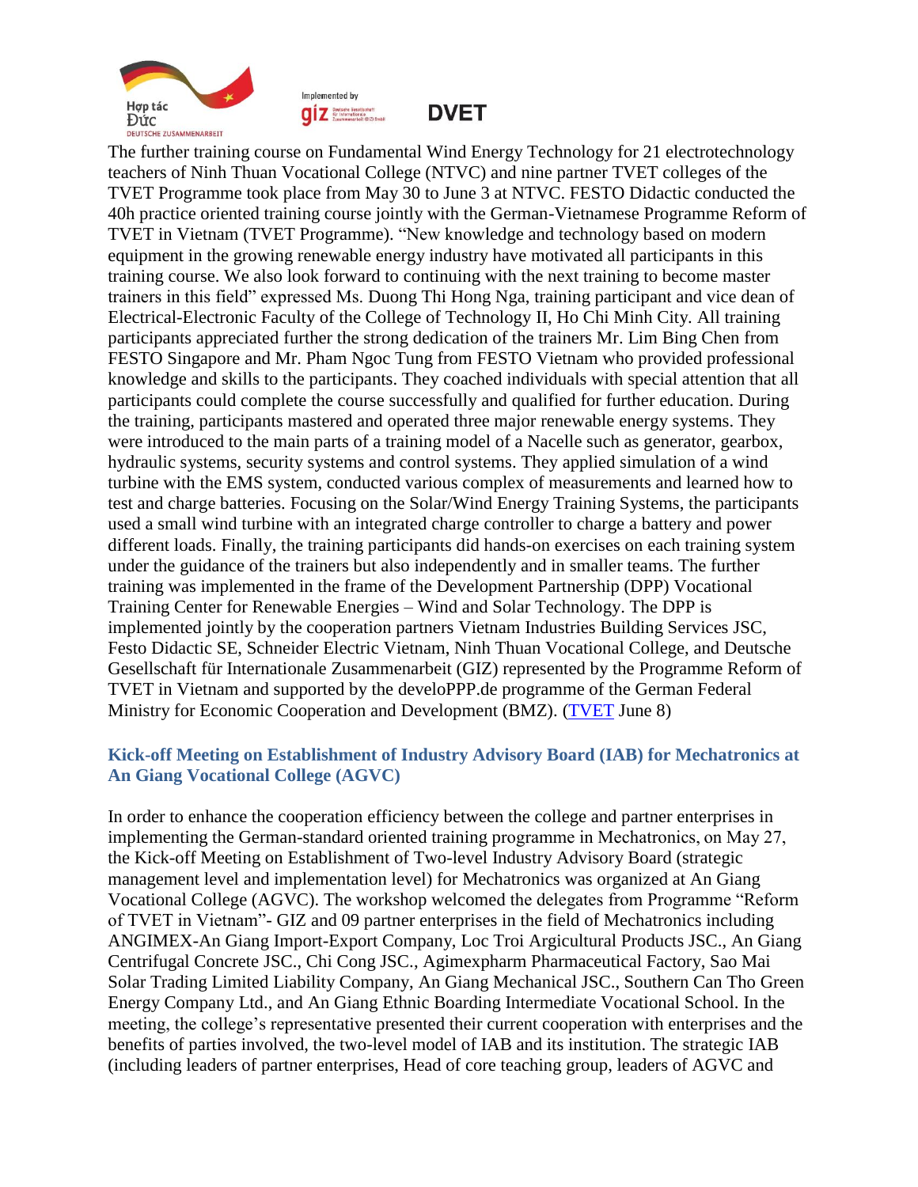The further training course on Fundamental Wind Energy Technology for 21 electrotechnology teachers of Ninh Thuan Vocational College (NTVC) and nine partner TVET colleges of the TVET Programme took place from May 30 to June 3 at NTVC. FESTO Didactic conducted the 40h practice oriented training course jointly with the German-Vietnamese Programme Reform of TVET in Vietnam (TVET Programme). "New knowledge and technology based on modern equipment in the growing renewable energy industry have motivated all participants in this training course. We also look forward to continuing with the next training to become master trainers in this field" expressed Ms. Duong Thi Hong Nga, training participant and vice dean of Electrical-Electronic Faculty of the College of Technology II, Ho Chi Minh City. All training participants appreciated further the strong dedication of the trainers Mr. Lim Bing Chen from FESTO Singapore and Mr. Pham Ngoc Tung from FESTO Vietnam who provided professional knowledge and skills to the participants. They coached individuals with special attention that all participants could complete the course successfully and qualified for further education. During the training, participants mastered and operated three major renewable energy systems. They were introduced to the main parts of a training model of a Nacelle such as generator, gearbox, hydraulic systems, security systems and control systems. They applied simulation of a wind turbine with the EMS system, conducted various complex of measurements and learned how to test and charge batteries. Focusing on the Solar/Wind Energy Training Systems, the participants used a small wind turbine with an integrated charge controller to charge a battery and power different loads. Finally, the training participants did hands-on exercises on each training system under the guidance of the trainers but also independently and in smaller teams. The further training was implemented in the frame of the Development Partnership (DPP) Vocational Training Center for Renewable Energies – Wind and Solar Technology. The DPP is implemented jointly by the cooperation partners Vietnam Industries Building Services JSC, Festo Didactic SE, Schneider Electric Vietnam, Ninh Thuan Vocational College, and Deutsche Gesellschaft für Internationale Zusammenarbeit (GIZ) represented by the Programme Reform of TVET in Vietnam and supported by the develoPPP.de programme of the German Federal Ministry for Economic Cooperation and Development (BMZ). (TVET June 8)

### Kick-off Meeting on Establishment of Industry Advisory Board (IAB) for Mechatronics at An Giang Vocational College (AGVC)

In order to enhance the cooperation efficiency between the college and partner enterprises in implementing the German-standard oriented training programme in Mechatronics, on May 27, the Kick-off Meeting on Establishment of Two-level Industry Advisory Board (strategic management level and implementation level) for Mechatronics was organized at An Giang Vocational College (AGVC). The workshop welcomed the delegates from Programme "Reform of TVET in Vietnam"- GIZ and 09 partner enterprises in the field of Mechatronics including ANGIMEX-An Giang Import-Export Company, Loc Troi Argicultural Products JSC., An Giang Centrifugal Concrete JSC., Chi Cong JSC., Agimexpharm Pharmaceutical Factory, Sao Mai Solar Trading Limited Liability Company, An Giang Mechanical JSC., Southern Can Tho Green Energy Company Ltd., and An Giang Ethnic Boarding Intermediate Vocational School. In the meeting, the college's representative presented their current cooperation with enterprises and the benefits of parties involved, the two-level model of IAB and its institution. The strategic IAB (including leaders of partner enterprises, Head of core teaching group, leaders of AGVC and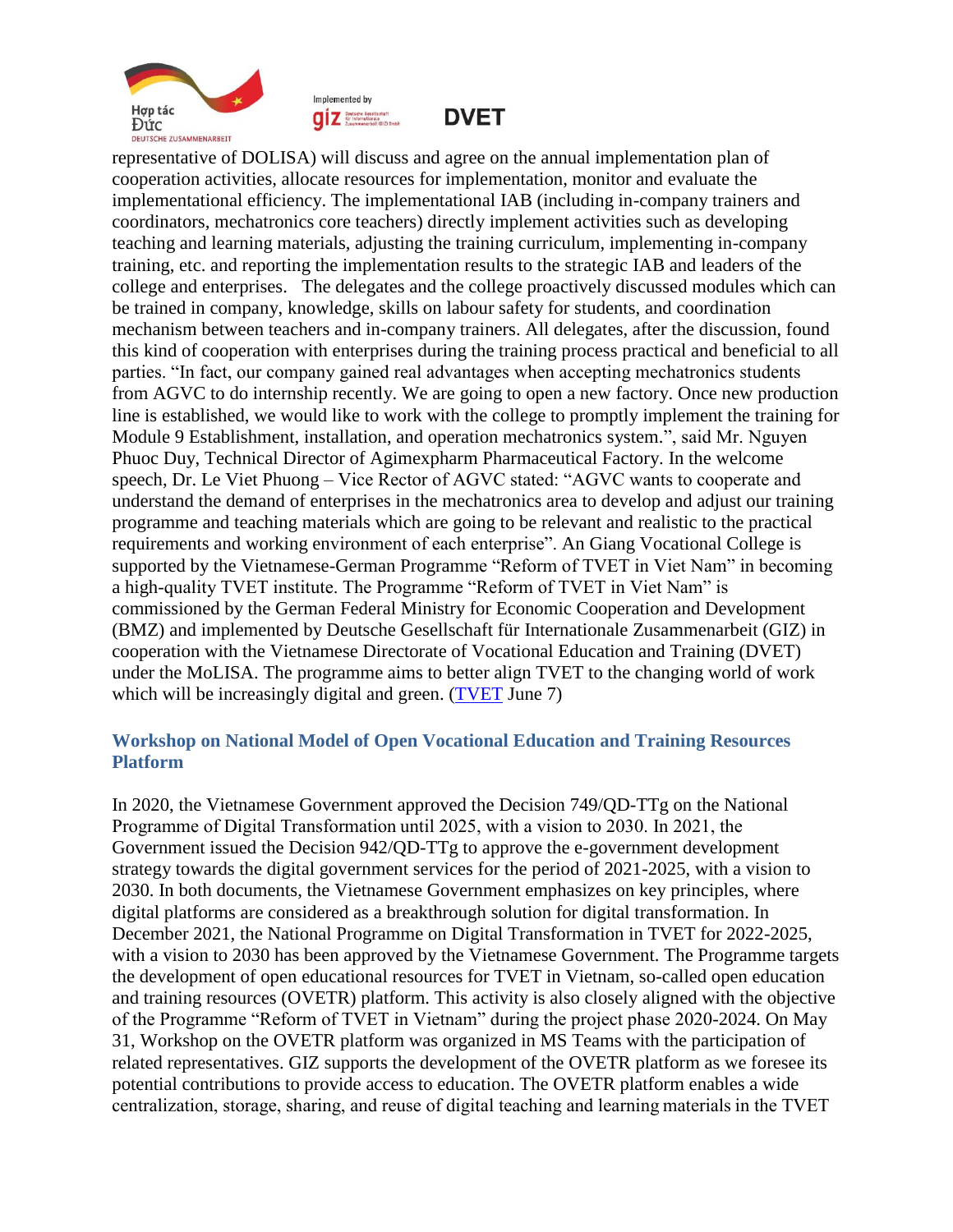representative of DOLISA) will discuss and agree on the annual implementation plan of cooperation activities, allocate resources for implementation, monitor and evaluate the implementational efficiency. The implementational IAB (including in-company trainers and coordinators, mechatronics core teachers) directly implement activities such as developing teaching and learning materials, adjusting the training curriculum, implementing in-company training, etc. and reporting the implementation results to the strategic IAB and leaders of the college and enterprises.   The delegates and the college proactively discussed modules which can be trained in company, knowledge, skills on labour safety for students, and coordination mechanism between teachers and in-company trainers. All delegates, after the discussion, found this kind of cooperation with enterprises during the training process practical and beneficial to all parties. "In fact, our company gained real advantages when accepting mechatronics students from AGVC to do internship recently. We are going to open a new factory. Once new production line is established, we would like to work with the college to promptly implement the training for Module 9 Establishment, installation, and operation mechatronics system.", said Mr. Nguyen Phuoc Duy, Technical Director of Agimexpharm Pharmaceutical Factory. In the welcome speech, Dr. Le Viet Phuong – Vice Rector of AGVC stated: "AGVC wants to cooperate and understand the demand of enterprises in the mechatronics area to develop and adjust our training programme and teaching materials which are going to be relevant and realistic to the practical requirements and working environment of each enterprise". An Giang Vocational College is supported by the Vietnamese-German Programme "Reform of TVET in Viet Nam" in becoming a high-quality TVET institute. The Programme "Reform of TVET in Viet Nam" is commissioned by the German Federal Ministry for Economic Cooperation and Development (BMZ) and implemented by Deutsche Gesellschaft für Internationale Zusammenarbeit (GIZ) in cooperation with the Vietnamese Directorate of Vocational Education and Training (DVET) under the MoLISA. The programme aims to better align TVET to the changing world of work which will be increasingly digital and green. (TVET June 7)

### Workshop on National Model of Open Vocational Education and Training Resources Platform

In 2020, the Vietnamese Government approved the Decision 749/QD-TTg on the National Programme of Digital Transformation until 2025, with a vision to 2030. In 2021, the Government issued the Decision 942/QD-TTg to approve the e-government development strategy towards the digital government services for the period of 2021-2025, with a vision to 2030. In both documents, the Vietnamese Government emphasizes on key principles, where digital platforms are considered as a breakthrough solution for digital transformation. In December 2021, the National Programme on Digital Transformation in TVET for 2022-2025, with a vision to 2030 has been approved by the Vietnamese Government. The Programme targets the development of open educational resources for TVET in Vietnam, so-called open education and training resources (OVETR) platform. This activity is also closely aligned with the objective of the Programme "Reform of TVET in Vietnam" during the project phase 2020-2024. On May 31, Workshop on the OVETR platform was organized in MS Teams with the participation of related representatives. GIZ supports the development of the OVETR platform as we foresee its potential contributions to provide access to education. The OVETR platform enables a wide centralization, storage, sharing, and reuse of digital teaching and learning materials in the TVET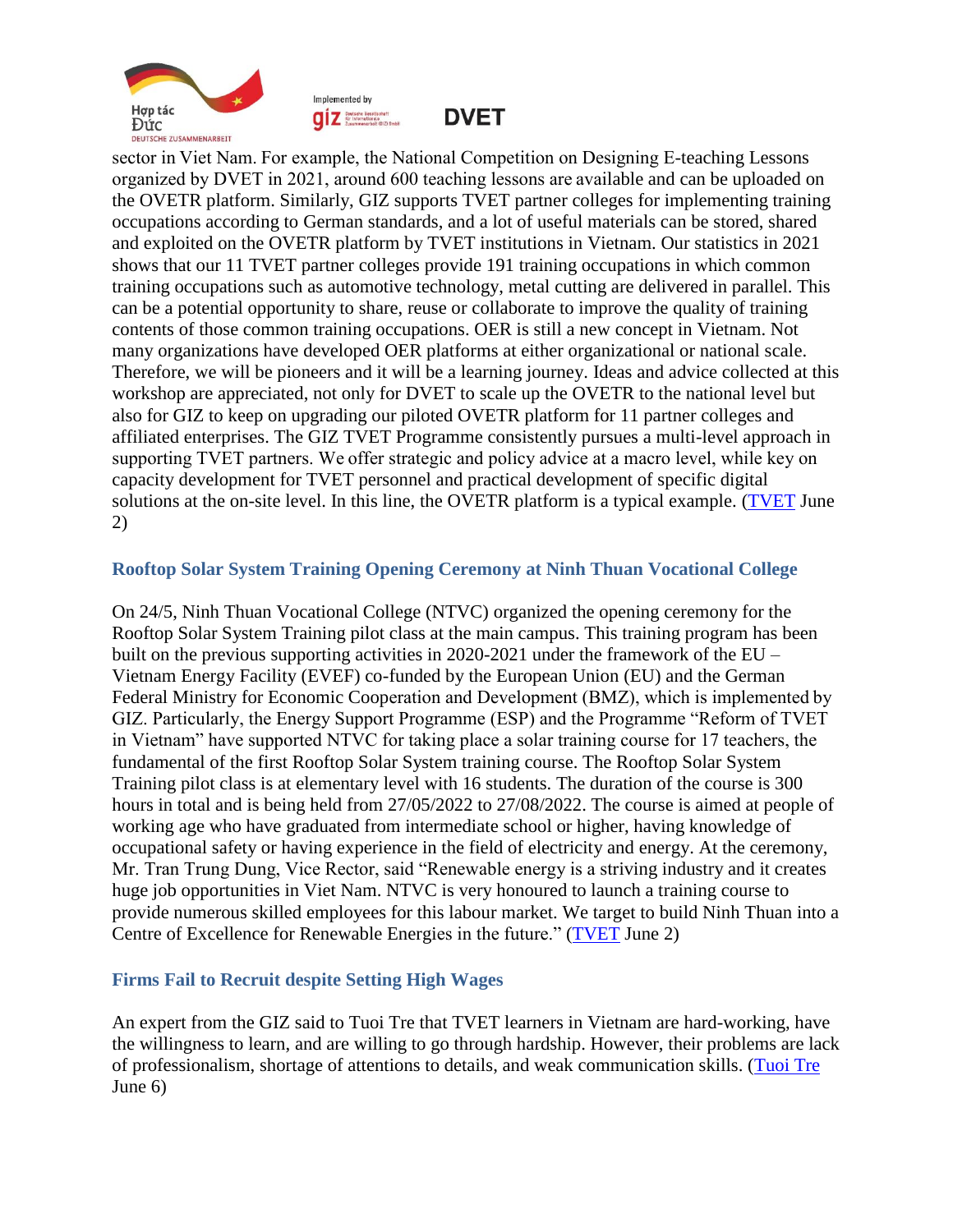sector in Viet Nam. For example, the National Competition on Designing E-teaching Lessons organized by DVET in 2021, around 600 teaching lessons are available and can be uploaded on the OVETR platform. Similarly, GIZ supports TVET partner colleges for implementing training occupations according to German standards, and a lot of useful materials can be stored, shared and exploited on the OVETR platform by TVET institutions in Vietnam. Our statistics in 2021 shows that our 11 TVET partner colleges provide 191 training occupations in which common training occupations such as automotive technology, metal cutting are delivered in parallel. This can be a potential opportunity to share, reuse or collaborate to improve the quality of training contents of those common training occupations. OER is still a new concept in Vietnam. Not many organizations have developed OER platforms at either organizational or national scale. Therefore, we will be pioneers and it will be a learning journey. Ideas and advice collected at this workshop are appreciated, not only for DVET to scale up the OVETR to the national level but also for GIZ to keep on upgrading our piloted OVETR platform for 11 partner colleges and affiliated enterprises. The GIZ TVET Programme consistently pursues a multi-level approach in supporting TVET partners. We offer strategic and policy advice at a macro level, while key on capacity development for TVET personnel and practical development of specific digital solutions at the on-site level. In this line, the OVETR platform is a typical example. (TVET June 2)

### Rooftop Solar System Training Opening Ceremony at Ninh Thuan Vocational College

On 24/5, Ninh Thuan Vocational College (NTVC) organized the opening ceremony for the Rooftop Solar System Training pilot class at the main campus. This training program has been built on the previous supporting activities in 2020-2021 under the framework of the EU – Vietnam Energy Facility (EVEF) co-funded by the European Union (EU) and the German Federal Ministry for Economic Cooperation and Development (BMZ), which is implemented by GIZ. Particularly, the Energy Support Programme (ESP) and the Programme "Reform of TVET in Vietnam" have supported NTVC for taking place a solar training course for 17 teachers, the fundamental of the first Rooftop Solar System training course. The Rooftop Solar System Training pilot class is at elementary level with 16 students. The duration of the course is 300 hours in total and is being held from 27/05/2022 to 27/08/2022. The course is aimed at people of working age who have graduated from intermediate school or higher, having knowledge of occupational safety or having experience in the field of electricity and energy. At the ceremony, Mr. Tran Trung Dung, Vice Rector, said "Renewable energy is a striving industry and it creates huge job opportunities in Viet Nam. NTVC is very honoured to launch a training course to provide numerous skilled employees for this labour market. We target to build Ninh Thuan into a Centre of Excellence for Renewable Energies in the future." (TVET June 2)

### Firms Fail to Recruit despite Setting High Wages

An expert from the GIZ said to Tuoi Tre that TVET learners in Vietnam are hard-working, have the willingness to learn, and are willing to go through hardship. However, their problems are lack of professionalism, shortage of attentions to details, and weak communication skills. (Tuoi Tre June 6)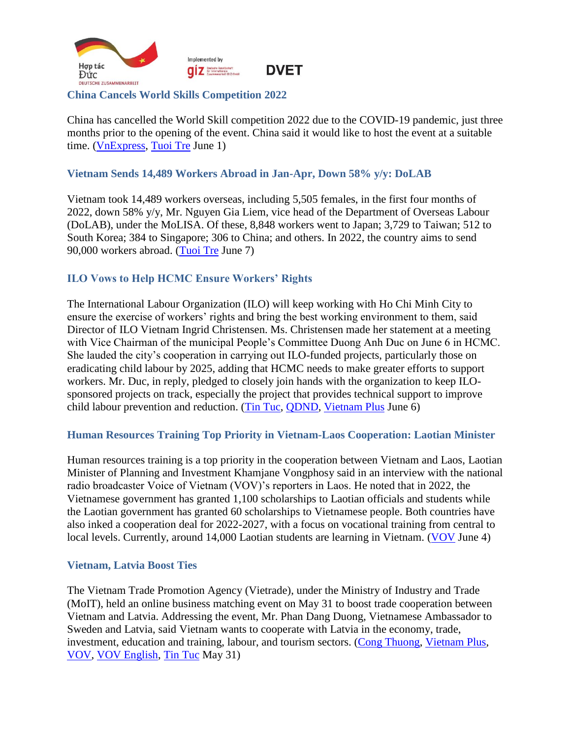## China Cancels World Skills Competition 2022

China has cancelled the World Skill competition 2022 due to the COVID-19 pandemic, just three months prior to the opening of the event. China said it would like to host the event at a suitable time. (VnExpress, Tuoi Tre June 1)

## Vietnam Sends 14,489 Workers Abroad in Jan-Apr, Down 58% y/y: DoLAB

Vietnam took 14,489 workers overseas, including 5,505 females, in the first four months of 2022, down 58% y/y, Mr. Nguyen Gia Liem, vice head of the Department of Overseas Labour (DoLAB), under the MoLISA. Of these, 8,848 workers went to Japan; 3,729 to Taiwan; 512 to South Korea; 384 to Singapore; 306 to China; and others. In 2022, the country aims to send 90,000 workers abroad. (Tuoi Tre June 7)

## ILO Vows to Help HCMC Ensure Workers' Rights

The International Labour Organization (ILO) will keep working with Ho Chi Minh City to ensure the exercise of workers' rights and bring the best working environment to them, said Director of ILO Vietnam Ingrid Christensen. Ms. Christensen made her statement at a meeting with Vice Chairman of the municipal People's Committee Duong Anh Duc on June 6 in HCMC. She lauded the city's cooperation in carrying out ILO-funded projects, particularly those on eradicating child labour by 2025, adding that HCMC needs to make greater efforts to support workers. Mr. Duc, in reply, pledged to closely join hands with the organization to keep ILO-sponsored projects on track, especially the project that provides technical support to improve child labour prevention and reduction. (Tin Tuc, QDND, Vietnam Plus June 6)

## Human Resources Training Top Priority in Vietnam-Laos Cooperation: Laotian Minister

Human resources training is a top priority in the cooperation between Vietnam and Laos, Laotian Minister of Planning and Investment Khamjane Vongphosy said in an interview with the national radio broadcaster Voice of Vietnam (VOV)'s reporters in Laos. He noted that in 2022, the Vietnamese government has granted 1,100 scholarships to Laotian officials and students while the Laotian government has granted 60 scholarships to Vietnamese people. Both countries have also inked a cooperation deal for 2022-2027, with a focus on vocational training from central to local levels. Currently, around 14,000 Laotian students are learning in Vietnam. (VOV June 4)

## Vietnam, Latvia Boost Ties

The Vietnam Trade Promotion Agency (Vietrade), under the Ministry of Industry and Trade (MoIT), held an online business matching event on May 31 to boost trade cooperation between Vietnam and Latvia. Addressing the event, Mr. Phan Dang Duong, Vietnamese Ambassador to Sweden and Latvia, said Vietnam wants to cooperate with Latvia in the economy, trade, investment, education and training, labour, and tourism sectors. (Cong Thuong, Vietnam Plus, VOV, VOV English, Tin Tuc May 31)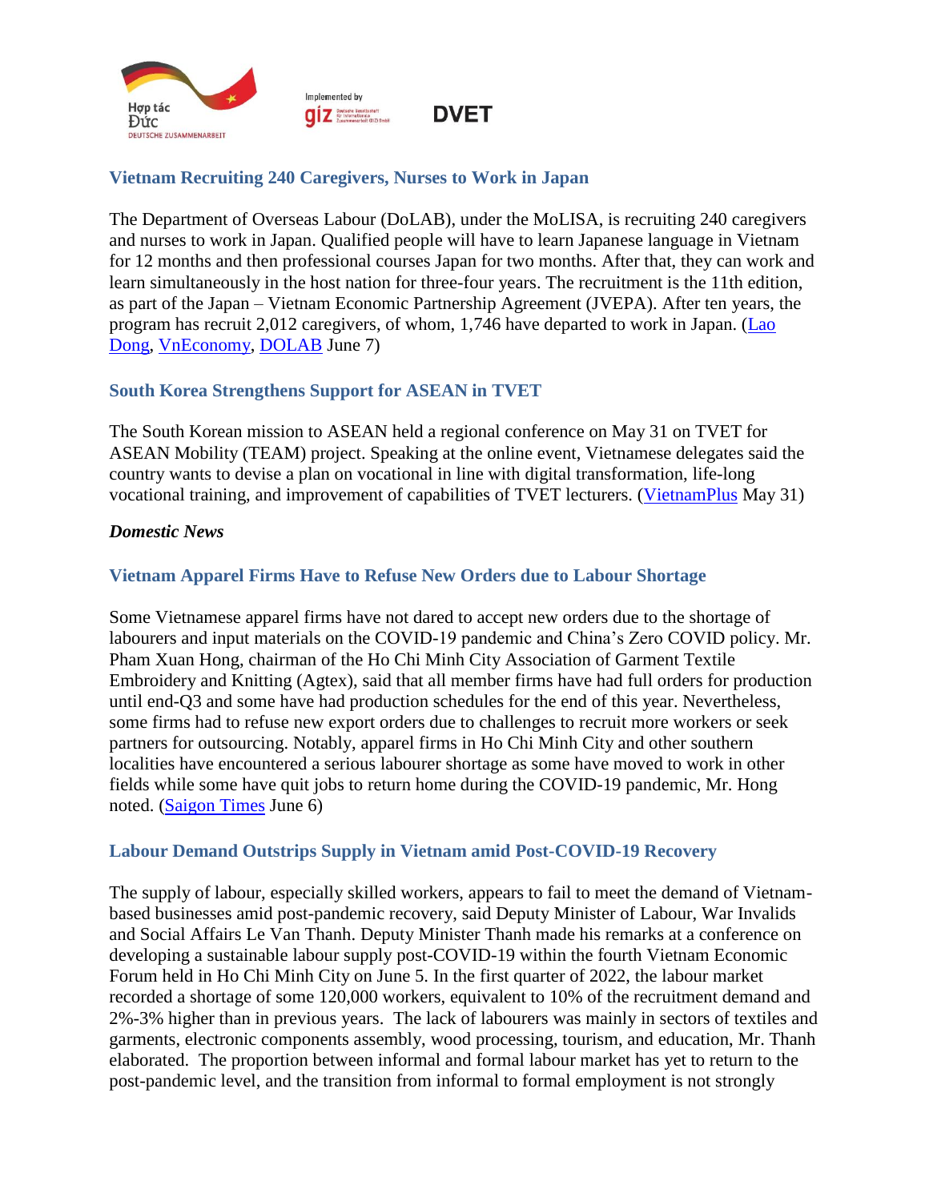## Vietnam Recruiting 240 Caregivers, Nurses to Work in Japan

The Department of Overseas Labour (DoLAB), under the MoLISA, is recruiting 240 caregivers and nurses to work in Japan. Qualified people will have to learn Japanese language in Vietnam for 12 months and then professional courses Japan for two months. After that, they can work and learn simultaneously in the host nation for three-four years. The recruitment is the 11th edition, as part of the Japan – Vietnam Economic Partnership Agreement (JVEPA). After ten years, the program has recruit 2,012 caregivers, of whom, 1,746 have departed to work in Japan. (Lao Dong, VnEconomy, DOLAB June 7)

## South Korea Strengthens Support for ASEAN in TVET

The South Korean mission to ASEAN held a regional conference on May 31 on TVET for ASEAN Mobility (TEAM) project. Speaking at the online event, Vietnamese delegates said the country wants to devise a plan on vocational in line with digital transformation, life-long vocational training, and improvement of capabilities of TVET lecturers. (VietnamPlus May 31)

***Domestic News***

## Vietnam Apparel Firms Have to Refuse New Orders due to Labour Shortage

Some Vietnamese apparel firms have not dared to accept new orders due to the shortage of labourers and input materials on the COVID-19 pandemic and China's Zero COVID policy. Mr. Pham Xuan Hong, chairman of the Ho Chi Minh City Association of Garment Textile Embroidery and Knitting (Agtex), said that all member firms have had full orders for production until end-Q3 and some have had production schedules for the end of this year. Nevertheless, some firms had to refuse new export orders due to challenges to recruit more workers or seek partners for outsourcing. Notably, apparel firms in Ho Chi Minh City and other southern localities have encountered a serious labourer shortage as some have moved to work in other fields while some have quit jobs to return home during the COVID-19 pandemic, Mr. Hong noted. (Saigon Times June 6)

## Labour Demand Outstrips Supply in Vietnam amid Post-COVID-19 Recovery

The supply of labour, especially skilled workers, appears to fail to meet the demand of Vietnam-based businesses amid post-pandemic recovery, said Deputy Minister of Labour, War Invalids and Social Affairs Le Van Thanh. Deputy Minister Thanh made his remarks at a conference on developing a sustainable labour supply post-COVID-19 within the fourth Vietnam Economic Forum held in Ho Chi Minh City on June 5. In the first quarter of 2022, the labour market recorded a shortage of some 120,000 workers, equivalent to 10% of the recruitment demand and 2%-3% higher than in previous years. The lack of labourers was mainly in sectors of textiles and garments, electronic components assembly, wood processing, tourism, and education, Mr. Thanh elaborated. The proportion between informal and formal labour market has yet to return to the post-pandemic level, and the transition from informal to formal employment is not strongly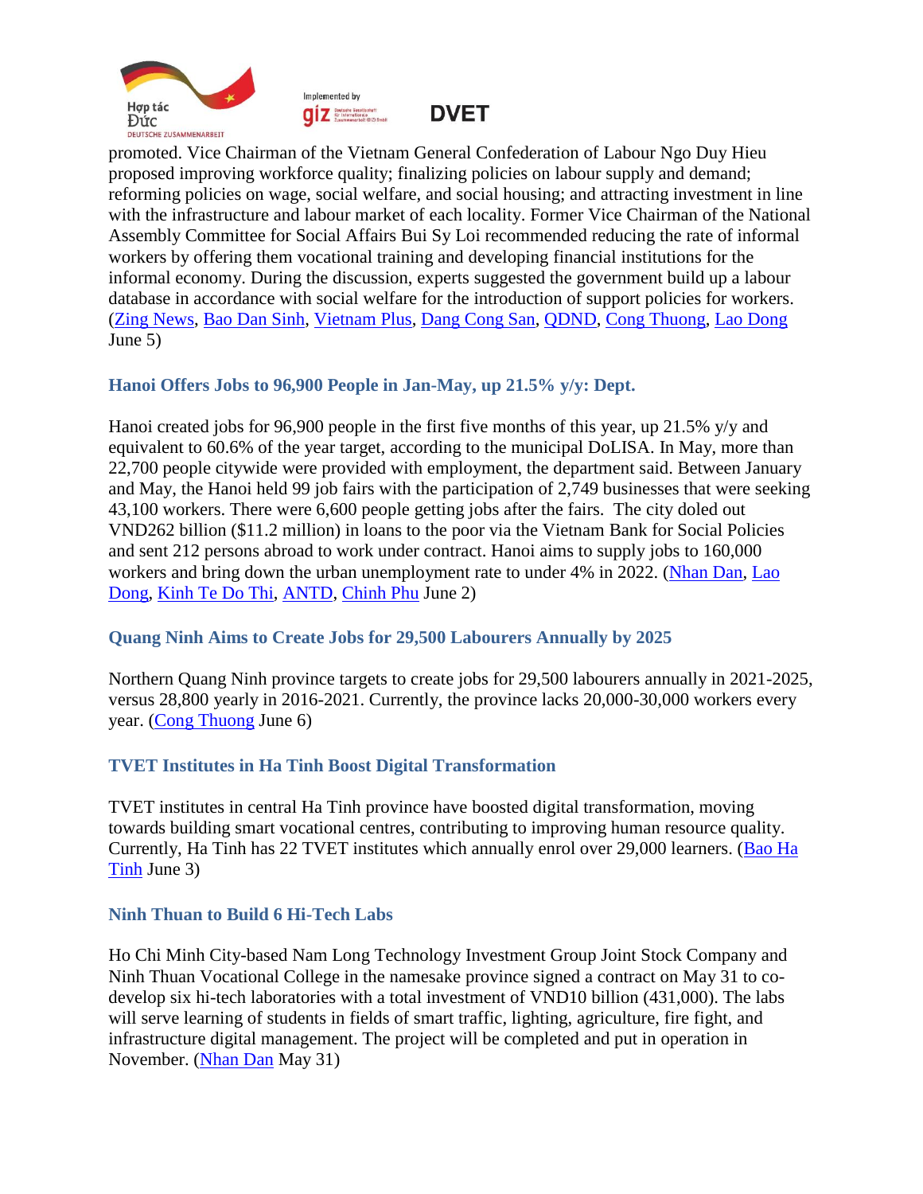promoted. Vice Chairman of the Vietnam General Confederation of Labour Ngo Duy Hieu proposed improving workforce quality; finalizing policies on labour supply and demand; reforming policies on wage, social welfare, and social housing; and attracting investment in line with the infrastructure and labour market of each locality. Former Vice Chairman of the National Assembly Committee for Social Affairs Bui Sy Loi recommended reducing the rate of informal workers by offering them vocational training and developing financial institutions for the informal economy. During the discussion, experts suggested the government build up a labour database in accordance with social welfare for the introduction of support policies for workers. (Zing News, Bao Dan Sinh, Vietnam Plus, Dang Cong San, QDND, Cong Thuong, Lao Dong June 5)

### Hanoi Offers Jobs to 96,900 People in Jan-May, up 21.5% y/y: Dept.

Hanoi created jobs for 96,900 people in the first five months of this year, up 21.5% y/y and equivalent to 60.6% of the year target, according to the municipal DoLISA. In May, more than 22,700 people citywide were provided with employment, the department said. Between January and May, the Hanoi held 99 job fairs with the participation of 2,749 businesses that were seeking 43,100 workers. There were 6,600 people getting jobs after the fairs. The city doled out VND262 billion ($11.2 million) in loans to the poor via the Vietnam Bank for Social Policies and sent 212 persons abroad to work under contract. Hanoi aims to supply jobs to 160,000 workers and bring down the urban unemployment rate to under 4% in 2022. (Nhan Dan, Lao Dong, Kinh Te Do Thi, ANTD, Chinh Phu June 2)

### Quang Ninh Aims to Create Jobs for 29,500 Labourers Annually by 2025

Northern Quang Ninh province targets to create jobs for 29,500 labourers annually in 2021-2025, versus 28,800 yearly in 2016-2021. Currently, the province lacks 20,000-30,000 workers every year. (Cong Thuong June 6)

### TVET Institutes in Ha Tinh Boost Digital Transformation

TVET institutes in central Ha Tinh province have boosted digital transformation, moving towards building smart vocational centres, contributing to improving human resource quality. Currently, Ha Tinh has 22 TVET institutes which annually enrol over 29,000 learners. (Bao Ha Tinh June 3)

### Ninh Thuan to Build 6 Hi-Tech Labs

Ho Chi Minh City-based Nam Long Technology Investment Group Joint Stock Company and Ninh Thuan Vocational College in the namesake province signed a contract on May 31 to co-develop six hi-tech laboratories with a total investment of VND10 billion (431,000). The labs will serve learning of students in fields of smart traffic, lighting, agriculture, fire fight, and infrastructure digital management. The project will be completed and put in operation in November. (Nhan Dan May 31)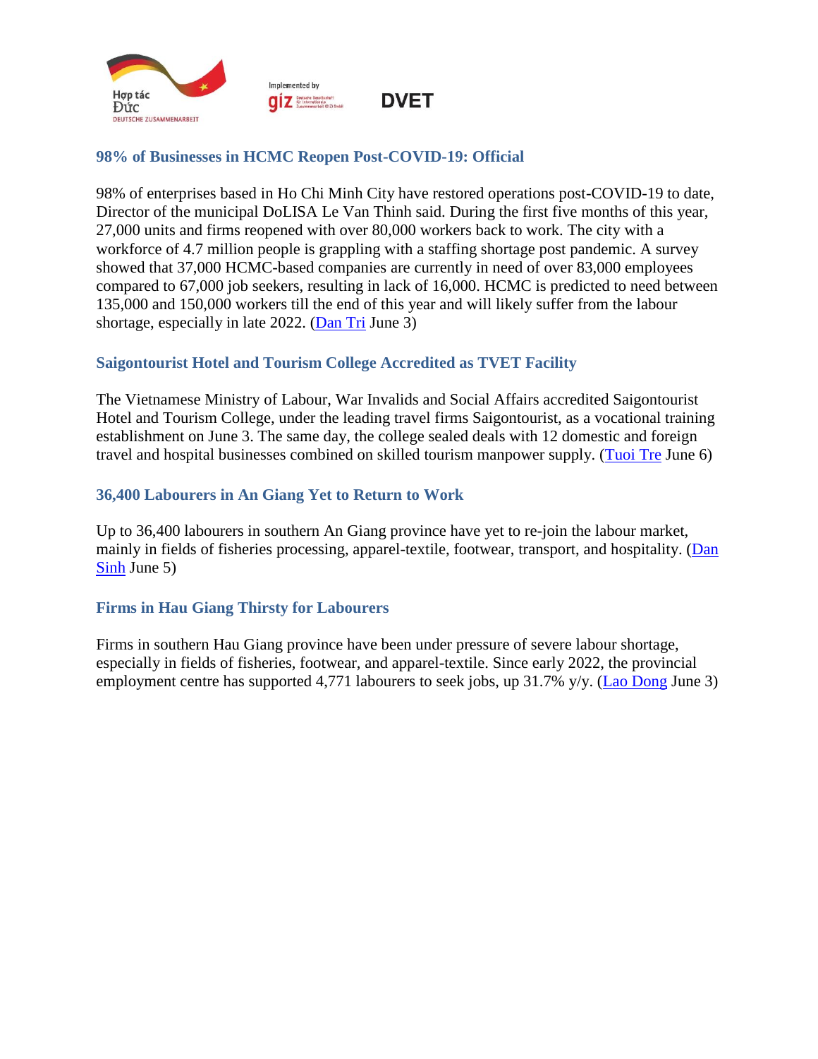## 98% of Businesses in HCMC Reopen Post-COVID-19: Official

98% of enterprises based in Ho Chi Minh City have restored operations post-COVID-19 to date, Director of the municipal DoLISA Le Van Thinh said. During the first five months of this year, 27,000 units and firms reopened with over 80,000 workers back to work. The city with a workforce of 4.7 million people is grappling with a staffing shortage post pandemic. A survey showed that 37,000 HCMC-based companies are currently in need of over 83,000 employees compared to 67,000 job seekers, resulting in lack of 16,000. HCMC is predicted to need between 135,000 and 150,000 workers till the end of this year and will likely suffer from the labour shortage, especially in late 2022. (Dan Tri June 3)

## Saigontourist Hotel and Tourism College Accredited as TVET Facility

The Vietnamese Ministry of Labour, War Invalids and Social Affairs accredited Saigontourist Hotel and Tourism College, under the leading travel firms Saigontourist, as a vocational training establishment on June 3. The same day, the college sealed deals with 12 domestic and foreign travel and hospital businesses combined on skilled tourism manpower supply. (Tuoi Tre June 6)

## 36,400 Labourers in An Giang Yet to Return to Work

Up to 36,400 labourers in southern An Giang province have yet to re-join the labour market, mainly in fields of fisheries processing, apparel-textile, footwear, transport, and hospitality. (Dan Sinh June 5)

## Firms in Hau Giang Thirsty for Labourers

Firms in southern Hau Giang province have been under pressure of severe labour shortage, especially in fields of fisheries, footwear, and apparel-textile. Since early 2022, the provincial employment centre has supported 4,771 labourers to seek jobs, up 31.7% y/y. (Lao Dong June 3)